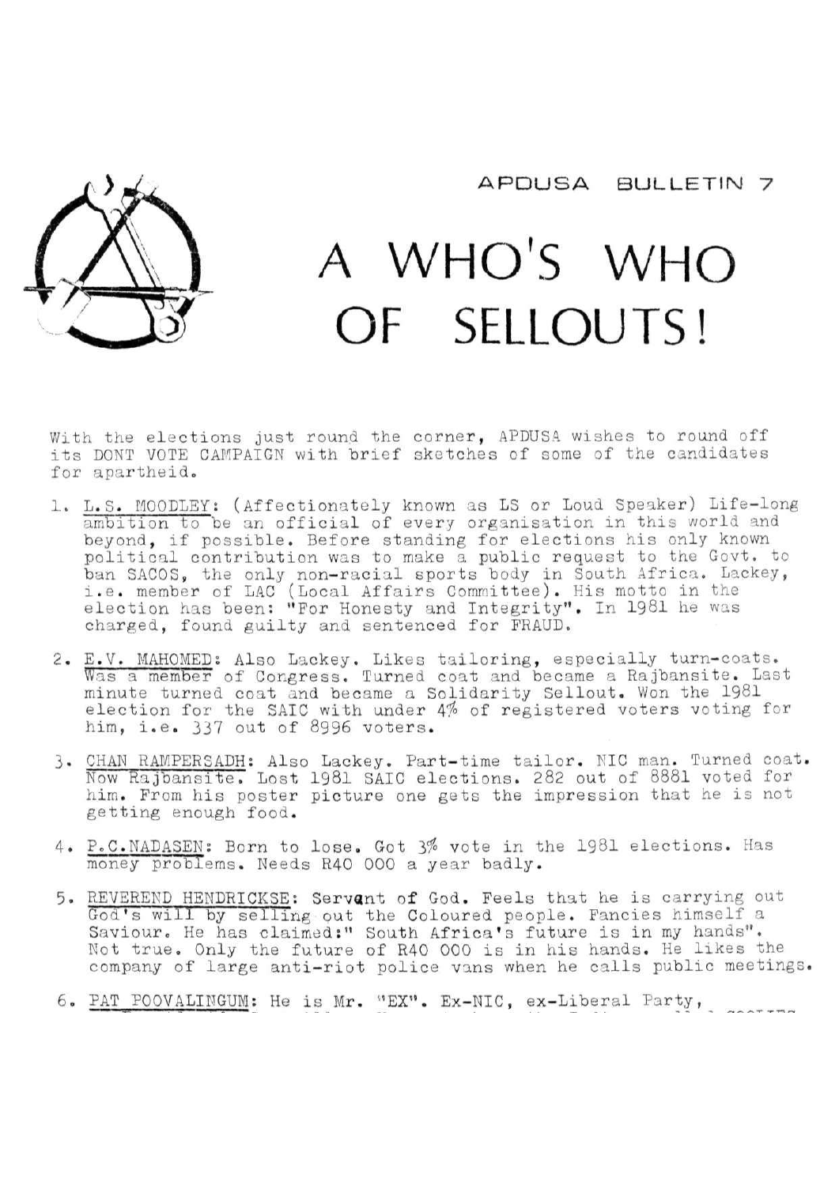APDUSA BULLETIN 7

# A WHO'S WHO OF SELLOUTS!

With the elections just round the corner, APDUSA wishes to round off its DONT VOTE CAMPAIGN with brief sketches of some of the candidates for apartheid.

1. L.S. MOODLEY: (Affectionately known as LS or Loud Speaker) Life-long ambition to be an official of every organisation in this world and beyond, if possible. Before standing for elections his only known political contribution was to make a public request to the Govt. to ban SACOS, the only non-racial sports body in South Africa. Lackey, i.e. member of LAC (Local Affairs Committee). His motto in the election has been: "For Honesty and Integrity". In 1981 he was charged, found guilty and sentenced for FRAUD.

2. E.V. MAHOMED: Also Lackey. Likes tailoring, especially turn-coats. Was a member of Congress. Turned coat and became a Rajbansite. Last minute turned coat and became a Solidarity Sellout. Won the 1981 election for the SAIC with under 4% of registered voters voting for him, i.e. 337 out of 8996 voters.

3. CHAN RAMPERSADH: Also Lackey. Part-time tailor. NIC man. Turned coat. Now Rajbansite. Lost 1981 SAIC elections. 282 out of 8881 voted for him. From his poster picture one gets the impression that he is not getting enough food.

4. P.C.NADASEN: Born to lose. Got 3% vote in the 1981 elections. Has money problems. Needs R40 000 a year badly.

5. REVEREND HENDRICKSE: Servant of God. Feels that he is carrying out God's will by selling out the Coloured people. Fancies himself a Saviour. He has claimed:" South Africa's future is in my hands". Not true. Only the future of R40 000 is in his hands. He likes the company of large anti-riot police vans when he calls public meetings.

6. PAT POOVALINGUM: He is Mr. "EX". Ex-NIC, ex-Liberal Party,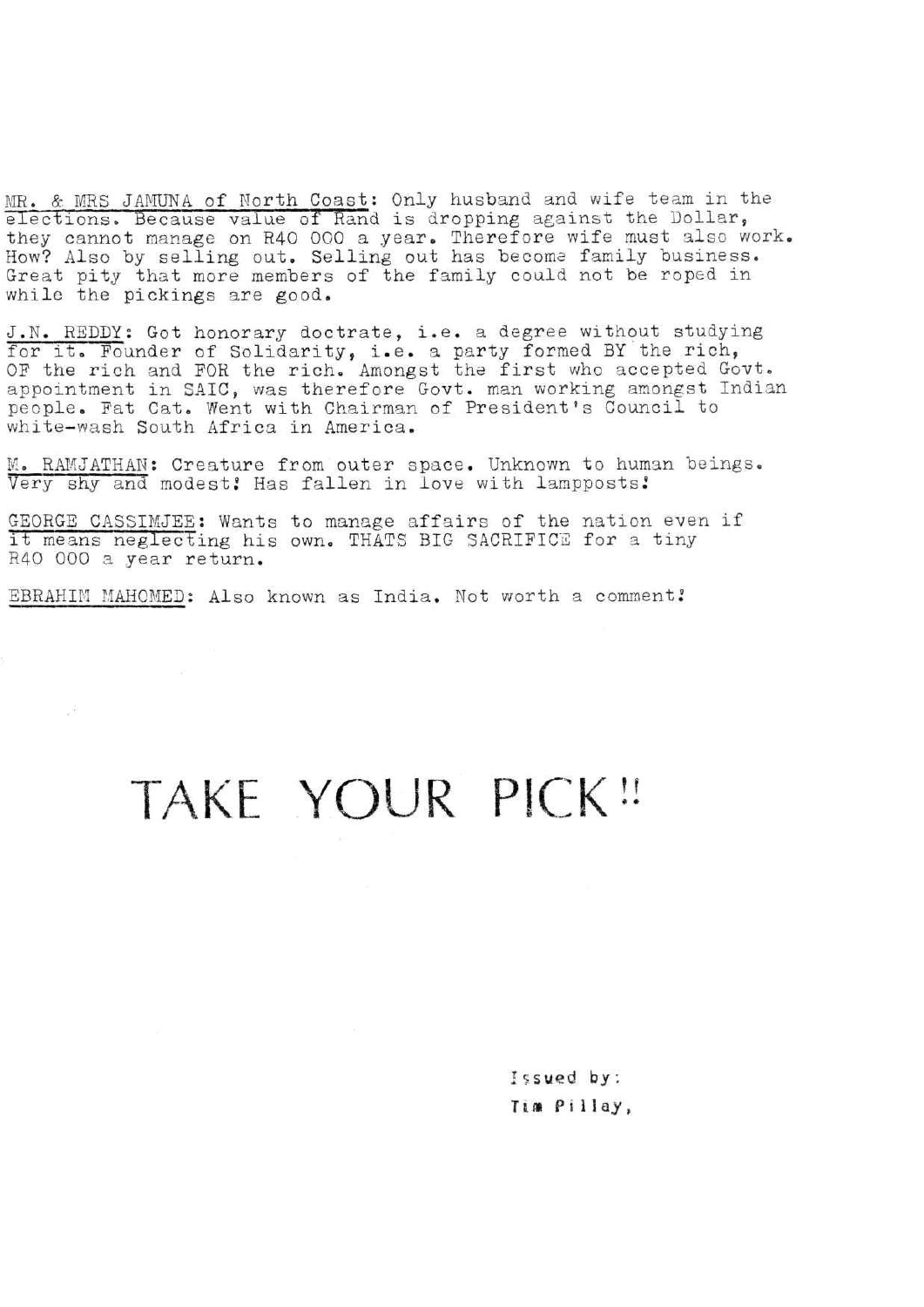MR. & MRS JAMUNA of North Coast: Only husband and wife team in the elections. Because value of Rand is dropping against the Dollar, they cannot manage on R40 000 a year. Therefore wife must also work. How? Also by selling out. Selling out has become family business. Great pity that more members of the family could not be roped in while the pickings are good.

J.N. REDDY: Got honorary doctrate, i.e. a degree without studying for it. Founder of Solidarity, i.e. a party formed BY the rich, OF the rich and FOR the rich. Amongst the first who accepted Govt. appointment in SAIC, was therefore Govt. man working amongst Indian people. Fat Cat. Went with Chairman of President's Council to white-wash South Africa in America.

M. RAMJATHAN: Creature from outer space. Unknown to human beings. Very shy and modest! Has fallen in love with lampposts!

GEORGE CASSIMJEE: Wants to manage affairs of the nation even if it means neglecting his own. THATS BIG SACRIFICE for a tiny R40 000 a year return.

EBRAHIM MAHOMED: Also known as India. Not worth a comment!

# TAKE YOUR PICK!!

Issued by:
Tim Pillay,